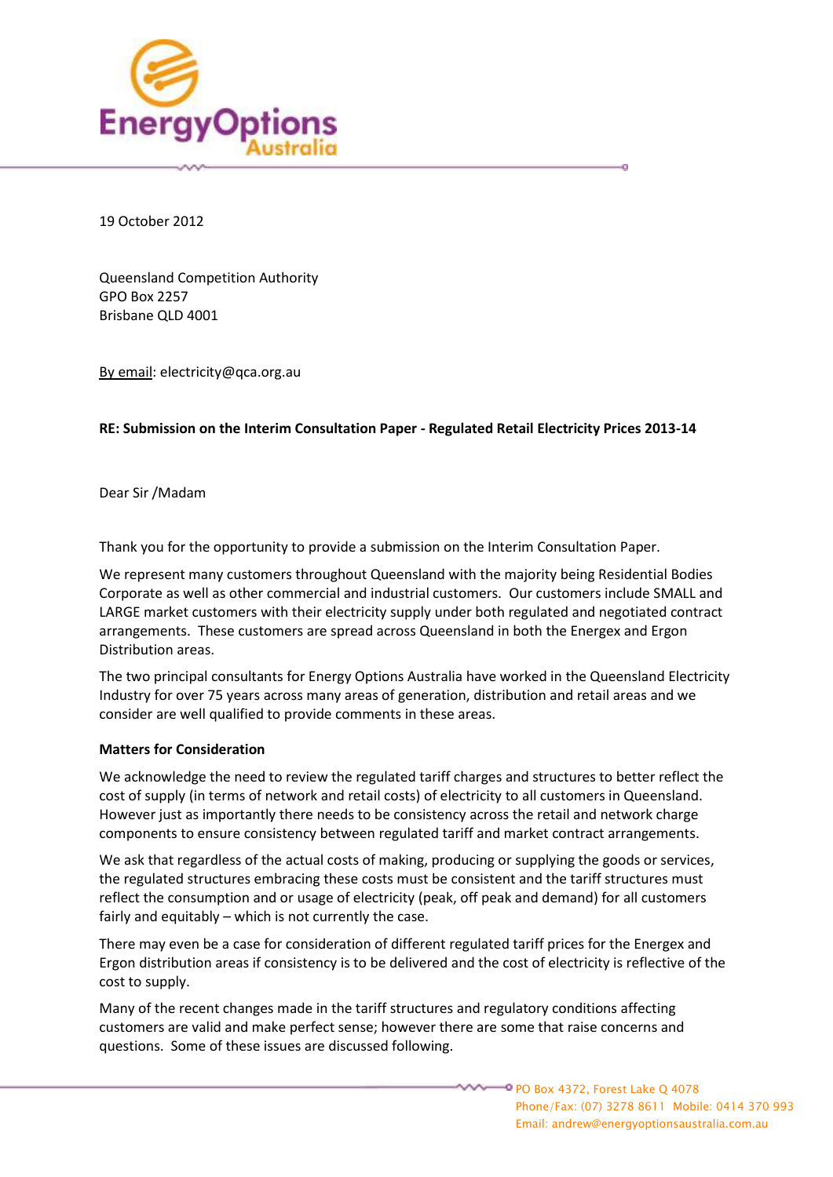19 October 2012

Queensland Competition Authority
GPO Box 2257
Brisbane QLD 4001

By email: electricity@qca.org.au

**RE: Submission on the Interim Consultation Paper - Regulated Retail Electricity Prices 2013-14**

Dear Sir /Madam

Thank you for the opportunity to provide a submission on the Interim Consultation Paper.

We represent many customers throughout Queensland with the majority being Residential Bodies Corporate as well as other commercial and industrial customers. Our customers include SMALL and LARGE market customers with their electricity supply under both regulated and negotiated contract arrangements. These customers are spread across Queensland in both the Energex and Ergon Distribution areas.

The two principal consultants for Energy Options Australia have worked in the Queensland Electricity Industry for over 75 years across many areas of generation, distribution and retail areas and we consider are well qualified to provide comments in these areas.

**Matters for Consideration**

We acknowledge the need to review the regulated tariff charges and structures to better reflect the cost of supply (in terms of network and retail costs) of electricity to all customers in Queensland. However just as importantly there needs to be consistency across the retail and network charge components to ensure consistency between regulated tariff and market contract arrangements.

We ask that regardless of the actual costs of making, producing or supplying the goods or services, the regulated structures embracing these costs must be consistent and the tariff structures must reflect the consumption and or usage of electricity (peak, off peak and demand) for all customers fairly and equitably – which is not currently the case.

There may even be a case for consideration of different regulated tariff prices for the Energex and Ergon distribution areas if consistency is to be delivered and the cost of electricity is reflective of the cost to supply.

Many of the recent changes made in the tariff structures and regulatory conditions affecting customers are valid and make perfect sense; however there are some that raise concerns and questions. Some of these issues are discussed following.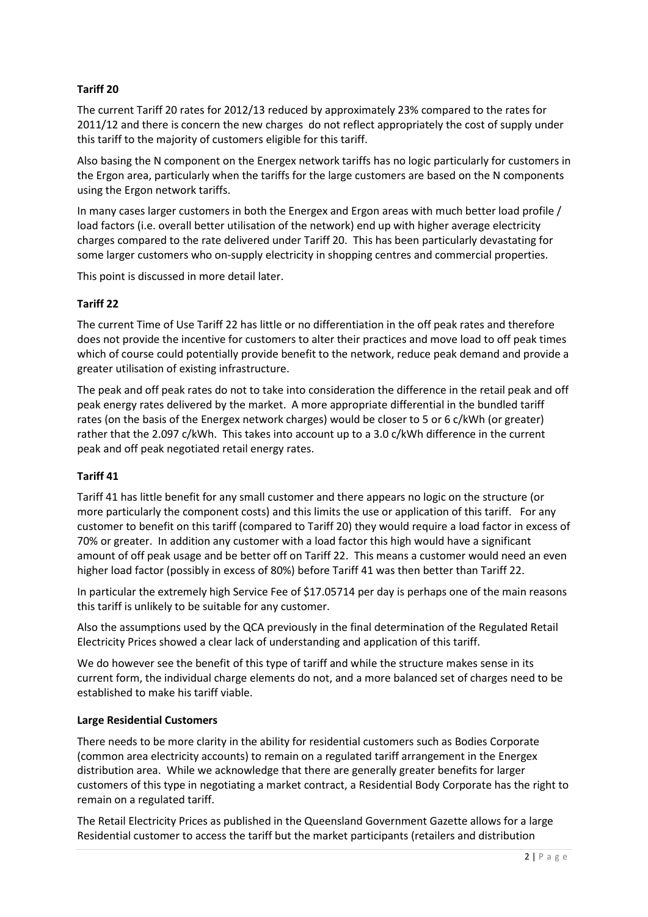### Tariff 20

The current Tariff 20 rates for 2012/13 reduced by approximately 23% compared to the rates for 2011/12 and there is concern the new charges  do not reflect appropriately the cost of supply under this tariff to the majority of customers eligible for this tariff.

Also basing the N component on the Energex network tariffs has no logic particularly for customers in the Ergon area, particularly when the tariffs for the large customers are based on the N components using the Ergon network tariffs.

In many cases larger customers in both the Energex and Ergon areas with much better load profile / load factors (i.e. overall better utilisation of the network) end up with higher average electricity charges compared to the rate delivered under Tariff 20.  This has been particularly devastating for some larger customers who on-supply electricity in shopping centres and commercial properties.

This point is discussed in more detail later.

### Tariff 22

The current Time of Use Tariff 22 has little or no differentiation in the off peak rates and therefore does not provide the incentive for customers to alter their practices and move load to off peak times which of course could potentially provide benefit to the network, reduce peak demand and provide a greater utilisation of existing infrastructure.

The peak and off peak rates do not to take into consideration the difference in the retail peak and off peak energy rates delivered by the market.  A more appropriate differential in the bundled tariff rates (on the basis of the Energex network charges) would be closer to 5 or 6 c/kWh (or greater) rather that the 2.097 c/kWh.  This takes into account up to a 3.0 c/kWh difference in the current peak and off peak negotiated retail energy rates.

### Tariff 41

Tariff 41 has little benefit for any small customer and there appears no logic on the structure (or more particularly the component costs) and this limits the use or application of this tariff.   For any customer to benefit on this tariff (compared to Tariff 20) they would require a load factor in excess of 70% or greater.  In addition any customer with a load factor this high would have a significant amount of off peak usage and be better off on Tariff 22.  This means a customer would need an even higher load factor (possibly in excess of 80%) before Tariff 41 was then better than Tariff 22.

In particular the extremely high Service Fee of $17.05714 per day is perhaps one of the main reasons this tariff is unlikely to be suitable for any customer.

Also the assumptions used by the QCA previously in the final determination of the Regulated Retail Electricity Prices showed a clear lack of understanding and application of this tariff.

We do however see the benefit of this type of tariff and while the structure makes sense in its current form, the individual charge elements do not, and a more balanced set of charges need to be established to make his tariff viable.

### Large Residential Customers

There needs to be more clarity in the ability for residential customers such as Bodies Corporate (common area electricity accounts) to remain on a regulated tariff arrangement in the Energex distribution area.  While we acknowledge that there are generally greater benefits for larger customers of this type in negotiating a market contract, a Residential Body Corporate has the right to remain on a regulated tariff.

The Retail Electricity Prices as published in the Queensland Government Gazette allows for a large Residential customer to access the tariff but the market participants (retailers and distribution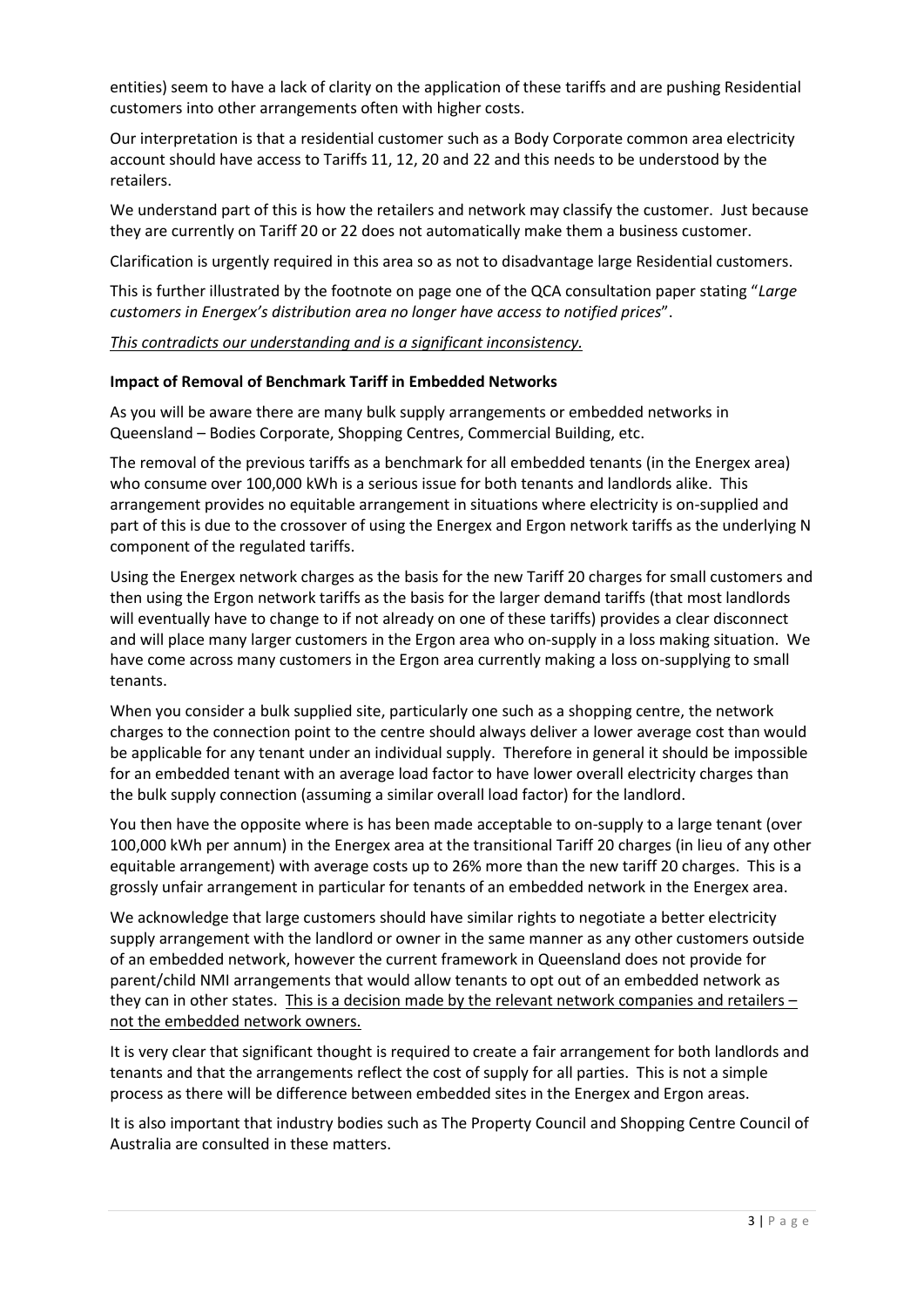entities) seem to have a lack of clarity on the application of these tariffs and are pushing Residential customers into other arrangements often with higher costs.

Our interpretation is that a residential customer such as a Body Corporate common area electricity account should have access to Tariffs 11, 12, 20 and 22 and this needs to be understood by the retailers.

We understand part of this is how the retailers and network may classify the customer. Just because they are currently on Tariff 20 or 22 does not automatically make them a business customer.

Clarification is urgently required in this area so as not to disadvantage large Residential customers.

This is further illustrated by the footnote on page one of the QCA consultation paper stating "*Large customers in Energex's distribution area no longer have access to notified prices*".

*<u>This contradicts our understanding and is a significant inconsistency.</u>*

**Impact of Removal of Benchmark Tariff in Embedded Networks**

As you will be aware there are many bulk supply arrangements or embedded networks in Queensland – Bodies Corporate, Shopping Centres, Commercial Building, etc.

The removal of the previous tariffs as a benchmark for all embedded tenants (in the Energex area) who consume over 100,000 kWh is a serious issue for both tenants and landlords alike. This arrangement provides no equitable arrangement in situations where electricity is on-supplied and part of this is due to the crossover of using the Energex and Ergon network tariffs as the underlying N component of the regulated tariffs.

Using the Energex network charges as the basis for the new Tariff 20 charges for small customers and then using the Ergon network tariffs as the basis for the larger demand tariffs (that most landlords will eventually have to change to if not already on one of these tariffs) provides a clear disconnect and will place many larger customers in the Ergon area who on-supply in a loss making situation. We have come across many customers in the Ergon area currently making a loss on-supplying to small tenants.

When you consider a bulk supplied site, particularly one such as a shopping centre, the network charges to the connection point to the centre should always deliver a lower average cost than would be applicable for any tenant under an individual supply. Therefore in general it should be impossible for an embedded tenant with an average load factor to have lower overall electricity charges than the bulk supply connection (assuming a similar overall load factor) for the landlord.

You then have the opposite where is has been made acceptable to on-supply to a large tenant (over 100,000 kWh per annum) in the Energex area at the transitional Tariff 20 charges (in lieu of any other equitable arrangement) with average costs up to 26% more than the new tariff 20 charges. This is a grossly unfair arrangement in particular for tenants of an embedded network in the Energex area.

We acknowledge that large customers should have similar rights to negotiate a better electricity supply arrangement with the landlord or owner in the same manner as any other customers outside of an embedded network, however the current framework in Queensland does not provide for parent/child NMI arrangements that would allow tenants to opt out of an embedded network as they can in other states. <u>This is a decision made by the relevant network companies and retailers – not the embedded network owners.</u>

It is very clear that significant thought is required to create a fair arrangement for both landlords and tenants and that the arrangements reflect the cost of supply for all parties. This is not a simple process as there will be difference between embedded sites in the Energex and Ergon areas.

It is also important that industry bodies such as The Property Council and Shopping Centre Council of Australia are consulted in these matters.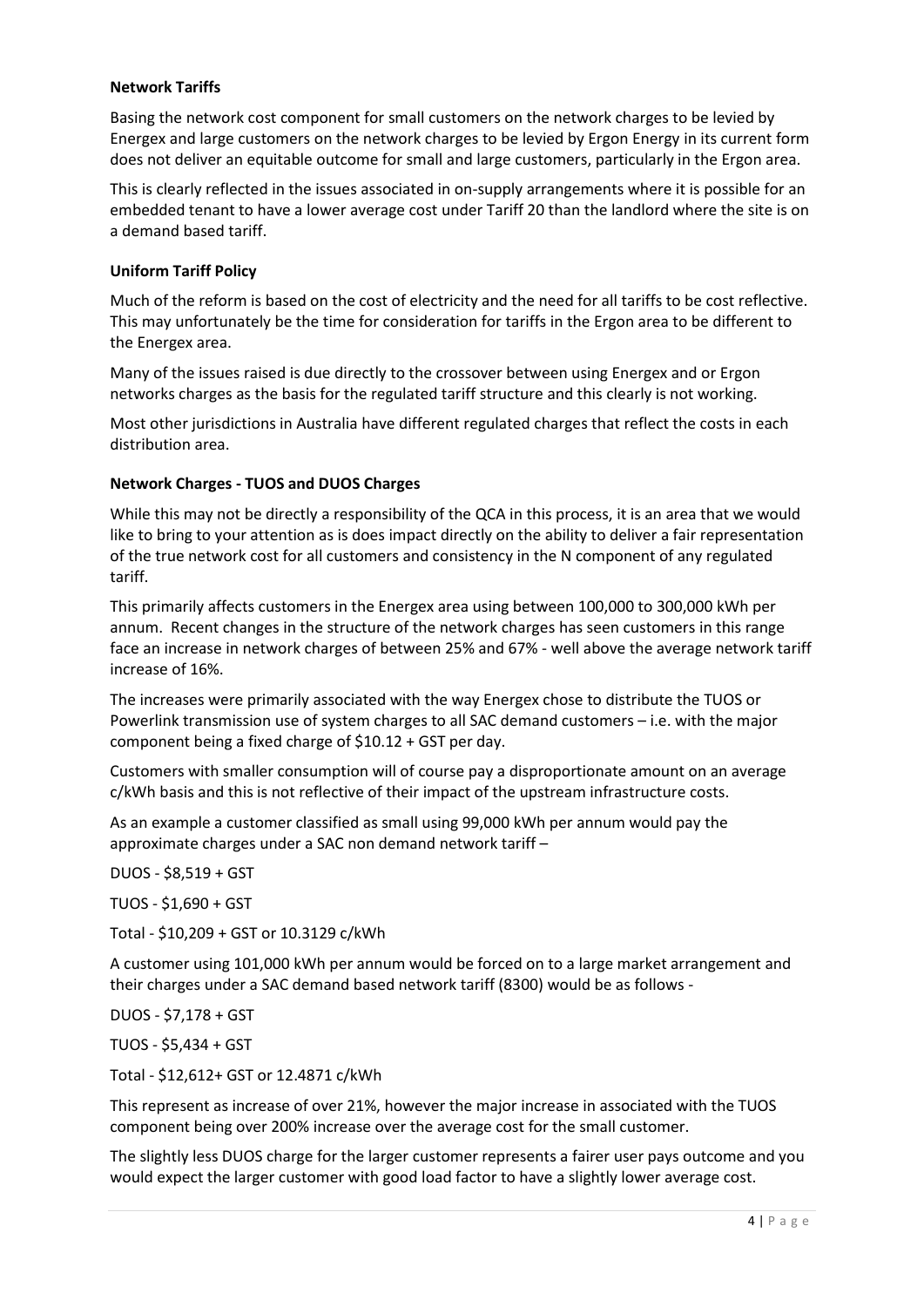**Network Tariffs**

Basing the network cost component for small customers on the network charges to be levied by Energex and large customers on the network charges to be levied by Ergon Energy in its current form does not deliver an equitable outcome for small and large customers, particularly in the Ergon area.

This is clearly reflected in the issues associated in on-supply arrangements where it is possible for an embedded tenant to have a lower average cost under Tariff 20 than the landlord where the site is on a demand based tariff.

**Uniform Tariff Policy**

Much of the reform is based on the cost of electricity and the need for all tariffs to be cost reflective. This may unfortunately be the time for consideration for tariffs in the Ergon area to be different to the Energex area.

Many of the issues raised is due directly to the crossover between using Energex and or Ergon networks charges as the basis for the regulated tariff structure and this clearly is not working.

Most other jurisdictions in Australia have different regulated charges that reflect the costs in each distribution area.

**Network Charges - TUOS and DUOS Charges**

While this may not be directly a responsibility of the QCA in this process, it is an area that we would like to bring to your attention as is does impact directly on the ability to deliver a fair representation of the true network cost for all customers and consistency in the N component of any regulated tariff.

This primarily affects customers in the Energex area using between 100,000 to 300,000 kWh per annum. Recent changes in the structure of the network charges has seen customers in this range face an increase in network charges of between 25% and 67% - well above the average network tariff increase of 16%.

The increases were primarily associated with the way Energex chose to distribute the TUOS or Powerlink transmission use of system charges to all SAC demand customers – i.e. with the major component being a fixed charge of $10.12 + GST per day.

Customers with smaller consumption will of course pay a disproportionate amount on an average c/kWh basis and this is not reflective of their impact of the upstream infrastructure costs.

As an example a customer classified as small using 99,000 kWh per annum would pay the approximate charges under a SAC non demand network tariff –

DUOS - $8,519 + GST

TUOS - $1,690 + GST

Total - $10,209 + GST or 10.3129 c/kWh

A customer using 101,000 kWh per annum would be forced on to a large market arrangement and their charges under a SAC demand based network tariff (8300) would be as follows -

DUOS - $7,178 + GST

TUOS - $5,434 + GST

Total - $12,612+ GST or 12.4871 c/kWh

This represent as increase of over 21%, however the major increase in associated with the TUOS component being over 200% increase over the average cost for the small customer.

The slightly less DUOS charge for the larger customer represents a fairer user pays outcome and you would expect the larger customer with good load factor to have a slightly lower average cost.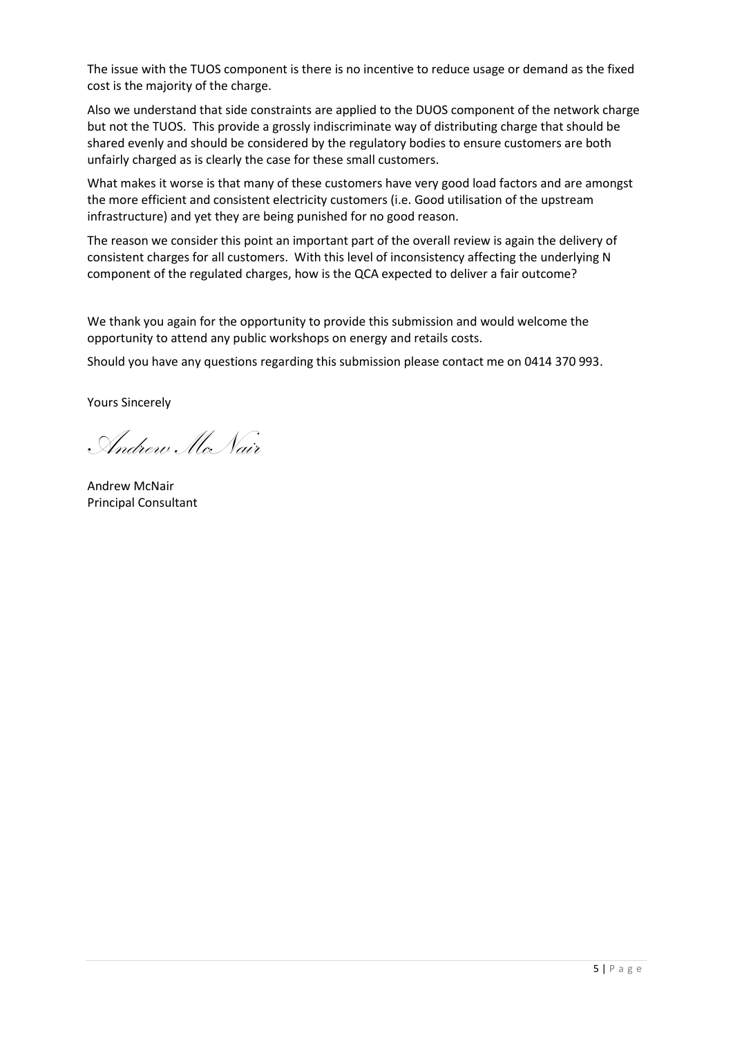The issue with the TUOS component is there is no incentive to reduce usage or demand as the fixed cost is the majority of the charge.

Also we understand that side constraints are applied to the DUOS component of the network charge but not the TUOS. This provide a grossly indiscriminate way of distributing charge that should be shared evenly and should be considered by the regulatory bodies to ensure customers are both unfairly charged as is clearly the case for these small customers.

What makes it worse is that many of these customers have very good load factors and are amongst the more efficient and consistent electricity customers (i.e. Good utilisation of the upstream infrastructure) and yet they are being punished for no good reason.

The reason we consider this point an important part of the overall review is again the delivery of consistent charges for all customers. With this level of inconsistency affecting the underlying N component of the regulated charges, how is the QCA expected to deliver a fair outcome?

We thank you again for the opportunity to provide this submission and would welcome the opportunity to attend any public workshops on energy and retails costs.

Should you have any questions regarding this submission please contact me on 0414 370 993.

Yours Sincerely

*Andrew McNair*

Andrew McNair
Principal Consultant